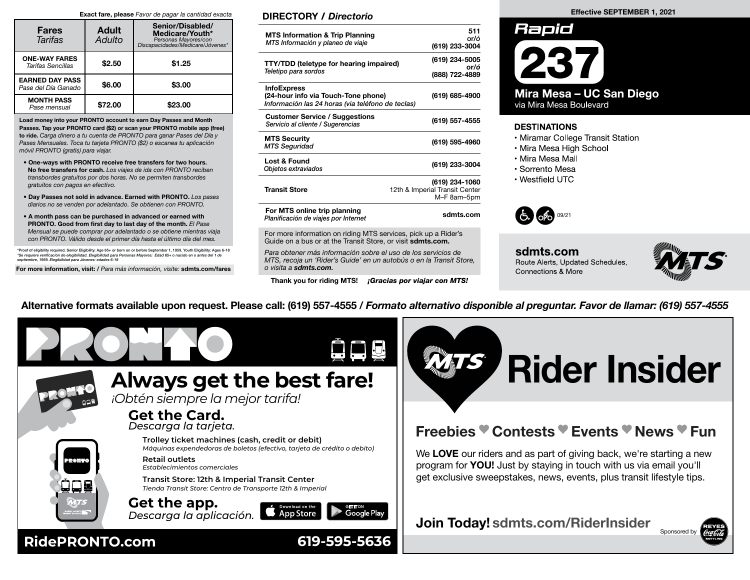**Exact fare, please** *Favor de pagar la cantidad exacta*

| Fares *Tarifas* | Adult *Adulto* | Senior/Disabled/ Medicare/Youth* *Personas Mayores/con Discapacidades/Medicare/Jóvenes** |
|---|---|---|
| **ONE-WAY FARES** *Tarifas Sencillas* | $2.50 | $1.25 |
| **EARNED DAY PASS** *Pase del Día Ganado* | $6.00 | $3.00 |
| **MONTH PASS** *Pase mensual* | $72.00 | $23.00 |

**Load money into your PRONTO account to earn Day Passes and Month Passes. Tap your PRONTO card ($2) or scan your PRONTO mobile app (free) to ride.** *Carga dinero a tu cuenta de PRONTO para ganar Pases del Día y Pases Mensuales. Toca tu tarjeta PRONTO ($2) o escanea tu aplicación móvil PRONTO (gratis) para viajar.*

- **One-ways with PRONTO receive free transfers for two hours. No free transfers for cash.** *Los viajes de ida con PRONTO reciben transbordes gratuitos por dos horas. No se permiten transbordes gratuitos con pagos en efectivo.*
- **Day Passes not sold in advance. Earned with PRONTO.** *Los pases diarios no se venden por adelantado. Se obtienen con PRONTO.*
- **A month pass can be purchased in advanced or earned with PRONTO. Good from first day to last day of the month.** *El Pase Mensual se puede comprar por adelantado o se obtiene mientras viaja con PRONTO. Válido desde el primer día hasta el último día del mes.*

*Proof of eligibility required. Senior Eligibility: Age 65+ or born on or before September 1, 1959. Youth Eligibility: Ages 6-18
*Se requiere verificación de elegibilidad. Elegibilidad para Personas Mayores: Edad 65+ o nacido en o antes del 1 de septiembre, 1959. Elegibilidad para Jóvenes: edades 6-18*

**For more information, visit: /** *Para más información, visite:* **sdmts.com/fares**

## DIRECTORY / *Directorio*

| | |
|---|---|
| **MTS Information & Trip Planning** *MTS Información y planeo de viaje* | 511 or/*ó* (619) 233-3004 |
| **TTY/TDD (teletype for hearing impaired)** *Teletipo para sordos* | (619) 234-5005 or/*ó* (888) 722-4889 |
| **InfoExpress (24-hour info via Touch-Tone phone)** *Información las 24 horas (via teléfono de teclas)* | (619) 685-4900 |
| **Customer Service / Suggestions** *Servicio al cliente / Sugerencias* | (619) 557-4555 |
| **MTS Security** *MTS Seguridad* | (619) 595-4960 |
| **Lost & Found** *Objetos extraviados* | (619) 233-3004 |
| **Transit Store** | (619) 234-1060 12th & Imperial Transit Center M–F 8am–5pm |
| **For MTS online trip planning** *Planificación de viajes por Internet* | sdmts.com |

For more information on riding MTS services, pick up a Rider's Guide on a bus or at the Transit Store, or visit **sdmts.com.**

*Para obtener más información sobre el uso de los servicios de MTS, recoja un 'Rider's Guide' en un autobús o en la Transit Store, o visita a **sdmts.com.***

**Thank you for riding MTS!** ***¡Gracias por viajar con MTS!***

**Effective SEPTEMBER 1, 2021**

# Rapid 237

## Mira Mesa – UC San Diego

via Mira Mesa Boulevard

### DESTINATIONS

- Miramar College Transit Station
- Mira Mesa High School
- Mira Mesa Mall
- Sorrento Mesa
- Westfield UTC

09/21

**sdmts.com**
Route Alerts, Updated Schedules, Connections & More

**Alternative formats available upon request. Please call: (619) 557-4555 /** ***Formato alternativo disponible al preguntar. Favor de llamar: (619) 557-4555***

# PRONTO

## Always get the best fare!

*¡Obtén siempre la mejor tarifa!*

### Get the Card.

*Descarga la tarjeta.*

**Trolley ticket machines (cash, credit or debit)**
*Máquinas expendedoras de boletos (efectivo, tarjeta de crédito o debito)*

**Retail outlets**
*Establecimientos comerciales*

**Transit Store: 12th & Imperial Transit Center**
*Tienda Transit Store: Centro de Transporte 12th & Imperial*

### Get the app.

*Descarga la aplicación.*

Download on the App Store | GET IT ON Google Play

**RidePRONTO.com** **619-595-5636**

# Rider Insider

## Freebies ♥ Contests ♥ Events ♥ News ♥ Fun

We **LOVE** our riders and as part of giving back, we're starting a new program for **YOU!** Just by staying in touch with us via email you'll get exclusive sweepstakes, news, events, plus transit lifestyle tips.

**Join Today! sdmts.com/RiderInsider**

Sponsored by Reyes Coca-Cola Bottling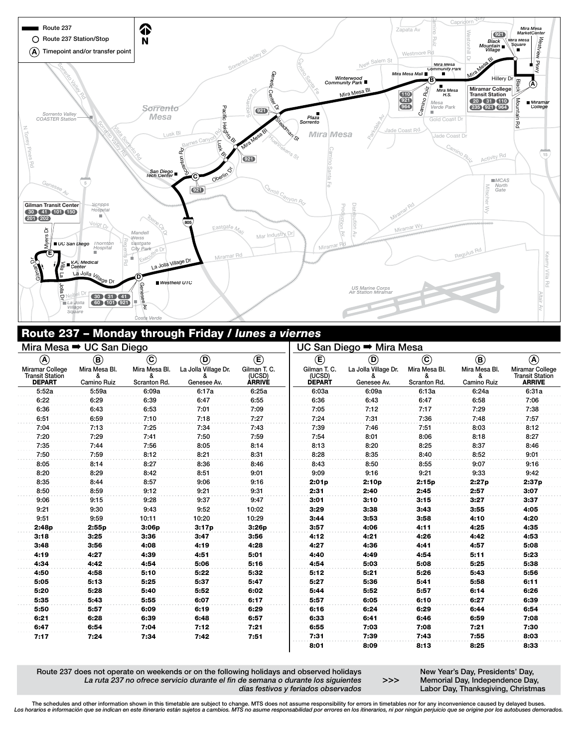Route 237

Route 237 Station/Stop

Timepoint and/or transfer point

## Route 237 – Monday through Friday / *lunes a viernes*

### Mira Mesa ➡ UC San Diego

| (A) Miramar College Transit Station DEPART | (B) Mira Mesa Bl. & Camino Ruiz | (C) Mira Mesa Bl. & Scranton Rd. | (D) La Jolla Village Dr. & Genesee Av. | (E) Gilman T. C. (UCSD) ARRIVE |
|---|---|---|---|---|
| 5:52a | 5:59a | 6:09a | 6:17a | 6:25a |
| 6:22 | 6:29 | 6:39 | 6:47 | 6:55 |
| 6:36 | 6:43 | 6:53 | 7:01 | 7:09 |
| 6:51 | 6:59 | 7:10 | 7:18 | 7:27 |
| 7:04 | 7:13 | 7:25 | 7:34 | 7:43 |
| 7:20 | 7:29 | 7:41 | 7:50 | 7:59 |
| 7:35 | 7:44 | 7:56 | 8:05 | 8:14 |
| 7:50 | 7:59 | 8:12 | 8:21 | 8:31 |
| 8:05 | 8:14 | 8:27 | 8:36 | 8:46 |
| 8:20 | 8:29 | 8:42 | 8:51 | 9:01 |
| 8:35 | 8:44 | 8:57 | 9:06 | 9:16 |
| 8:50 | 8:59 | 9:12 | 9:21 | 9:31 |
| 9:06 | 9:15 | 9:28 | 9:37 | 9:47 |
| 9:21 | 9:30 | 9:43 | 9:52 | 10:02 |
| 9:51 | 9:59 | 10:11 | 10:20 | 10:29 |
| **2:48p** | **2:55p** | **3:06p** | **3:17p** | **3:26p** |
| **3:18** | **3:25** | **3:36** | **3:47** | **3:56** |
| **3:48** | **3:56** | **4:08** | **4:19** | **4:28** |
| **4:19** | **4:27** | **4:39** | **4:51** | **5:01** |
| **4:34** | **4:42** | **4:54** | **5:06** | **5:16** |
| **4:50** | **4:58** | **5:10** | **5:22** | **5:32** |
| **5:05** | **5:13** | **5:25** | **5:37** | **5:47** |
| **5:20** | **5:28** | **5:40** | **5:52** | **6:02** |
| **5:35** | **5:43** | **5:55** | **6:07** | **6:17** |
| **5:50** | **5:57** | **6:09** | **6:19** | **6:29** |
| **6:21** | **6:28** | **6:39** | **6:48** | **6:57** |
| **6:47** | **6:54** | **7:04** | **7:12** | **7:21** |
| **7:17** | **7:24** | **7:34** | **7:42** | **7:51** |

### UC San Diego ➡ Mira Mesa

| (E) Gilman T. C. (UCSD) DEPART | (D) La Jolla Village Dr. & Genesee Av. | (C) Mira Mesa Bl. & Scranton Rd. | (B) Mira Mesa Bl. & Camino Ruiz | (A) Miramar College Transit Station ARRIVE |
|---|---|---|---|---|
| 6:03a | 6:09a | 6:13a | 6:24a | 6:31a |
| 6:36 | 6:43 | 6:47 | 6:58 | 7:06 |
| 7:05 | 7:12 | 7:17 | 7:29 | 7:38 |
| 7:24 | 7:31 | 7:36 | 7:48 | 7:57 |
| 7:39 | 7:46 | 7:51 | 8:03 | 8:12 |
| 7:54 | 8:01 | 8:06 | 8:18 | 8:27 |
| 8:13 | 8:20 | 8:25 | 8:37 | 8:46 |
| 8:28 | 8:35 | 8:40 | 8:52 | 9:01 |
| 8:43 | 8:50 | 8:55 | 9:07 | 9:16 |
| 9:09 | 9:16 | 9:21 | 9:33 | 9:42 |
| **2:01p** | **2:10p** | **2:15p** | **2:27p** | **2:37p** |
| **2:31** | **2:40** | **2:45** | **2:57** | **3:07** |
| **3:01** | **3:10** | **3:15** | **3:27** | **3:37** |
| **3:29** | **3:38** | **3:43** | **3:55** | **4:05** |
| **3:44** | **3:53** | **3:58** | **4:10** | **4:20** |
| **3:57** | **4:06** | **4:11** | **4:25** | **4:35** |
| **4:12** | **4:21** | **4:26** | **4:42** | **4:53** |
| **4:27** | **4:36** | **4:41** | **4:57** | **5:08** |
| **4:40** | **4:49** | **4:54** | **5:11** | **5:23** |
| **4:54** | **5:03** | **5:08** | **5:25** | **5:38** |
| **5:12** | **5:21** | **5:26** | **5:43** | **5:56** |
| **5:27** | **5:36** | **5:41** | **5:58** | **6:11** |
| **5:44** | **5:52** | **5:57** | **6:14** | **6:26** |
| **5:57** | **6:05** | **6:10** | **6:27** | **6:39** |
| **6:16** | **6:24** | **6:29** | **6:44** | **6:54** |
| **6:33** | **6:41** | **6:46** | **6:59** | **7:08** |
| **6:55** | **7:03** | **7:08** | **7:21** | **7:30** |
| **7:31** | **7:39** | **7:43** | **7:55** | **8:03** |
| **8:01** | **8:09** | **8:13** | **8:25** | **8:33** |

Route 237 does not operate on weekends or on the following holidays and observed holidays
*La ruta 237 no ofrece servicio durante el fin de semana o durante los siguientes días festivos y feriados observados* >>> New Year's Day, Presidents' Day, Memorial Day, Independence Day, Labor Day, Thanksgiving, Christmas

The schedules and other information shown in this timetable are subject to change. MTS does not assume responsibility for errors in timetables nor for any inconvenience caused by delayed buses.
*Los horarios e información que se indican en este itinerario están sujetos a cambios. MTS no asume responsabilidad por errores en los itinerarios, ni por ningún perjuicio que se origine por los autobuses demorados.*